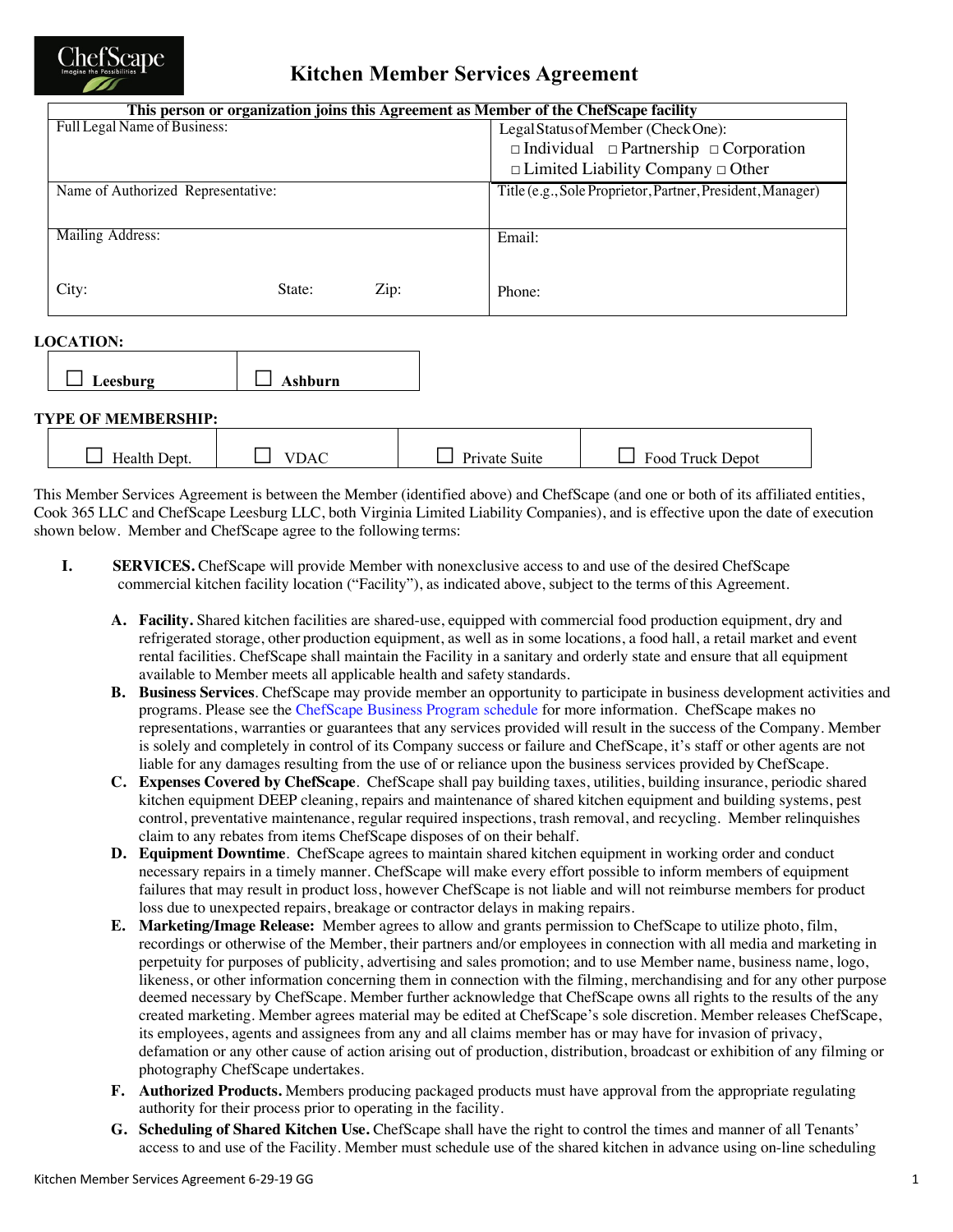# Kitchen Member Services Agreement

| This person or organization joins this Agreement as Member of the ChefScape facility | |
|---|---|
| Full Legal Name of Business: | Legal Status of Member (Check One): □ Individual □ Partnership □ Corporation □ Limited Liability Company □ Other |
| Name of Authorized Representative: | Title (e.g., Sole Proprietor, Partner, President, Manager) |
| Mailing Address: City: State: Zip: | Email: Phone: |

**LOCATION:**

| ☐ **Leesburg** | ☐ **Ashburn** |
|---|---|

**TYPE OF MEMBERSHIP:**

| ☐ Health Dept. | ☐ VDAC | ☐ Private Suite | ☐ Food Truck Depot |
|---|---|---|---|

This Member Services Agreement is between the Member (identified above) and ChefScape (and one or both of its affiliated entities, Cook 365 LLC and ChefScape Leesburg LLC, both Virginia Limited Liability Companies), and is effective upon the date of execution shown below. Member and ChefScape agree to the following terms:

**I. SERVICES.** ChefScape will provide Member with nonexclusive access to and use of the desired ChefScape commercial kitchen facility location ("Facility"), as indicated above, subject to the terms of this Agreement.

- **A. Facility.** Shared kitchen facilities are shared-use, equipped with commercial food production equipment, dry and refrigerated storage, other production equipment, as well as in some locations, a food hall, a retail market and event rental facilities. ChefScape shall maintain the Facility in a sanitary and orderly state and ensure that all equipment available to Member meets all applicable health and safety standards.
- **B. Business Services**. ChefScape may provide member an opportunity to participate in business development activities and programs. Please see the ChefScape Business Program schedule for more information. ChefScape makes no representations, warranties or guarantees that any services provided will result in the success of the Company. Member is solely and completely in control of its Company success or failure and ChefScape, it's staff or other agents are not liable for any damages resulting from the use of or reliance upon the business services provided by ChefScape.
- **C. Expenses Covered by ChefScape**. ChefScape shall pay building taxes, utilities, building insurance, periodic shared kitchen equipment DEEP cleaning, repairs and maintenance of shared kitchen equipment and building systems, pest control, preventative maintenance, regular required inspections, trash removal, and recycling. Member relinquishes claim to any rebates from items ChefScape disposes of on their behalf.
- **D. Equipment Downtime**. ChefScape agrees to maintain shared kitchen equipment in working order and conduct necessary repairs in a timely manner. ChefScape will make every effort possible to inform members of equipment failures that may result in product loss, however ChefScape is not liable and will not reimburse members for product loss due to unexpected repairs, breakage or contractor delays in making repairs.
- **E. Marketing/Image Release:** Member agrees to allow and grants permission to ChefScape to utilize photo, film, recordings or otherwise of the Member, their partners and/or employees in connection with all media and marketing in perpetuity for purposes of publicity, advertising and sales promotion; and to use Member name, business name, logo, likeness, or other information concerning them in connection with the filming, merchandising and for any other purpose deemed necessary by ChefScape. Member further acknowledge that ChefScape owns all rights to the results of the any created marketing. Member agrees material may be edited at ChefScape's sole discretion. Member releases ChefScape, its employees, agents and assignees from any and all claims member has or may have for invasion of privacy, defamation or any other cause of action arising out of production, distribution, broadcast or exhibition of any filming or photography ChefScape undertakes.
- **F. Authorized Products.** Members producing packaged products must have approval from the appropriate regulating authority for their process prior to operating in the facility.
- **G. Scheduling of Shared Kitchen Use.** ChefScape shall have the right to control the times and manner of all Tenants' access to and use of the Facility. Member must schedule use of the shared kitchen in advance using on-line scheduling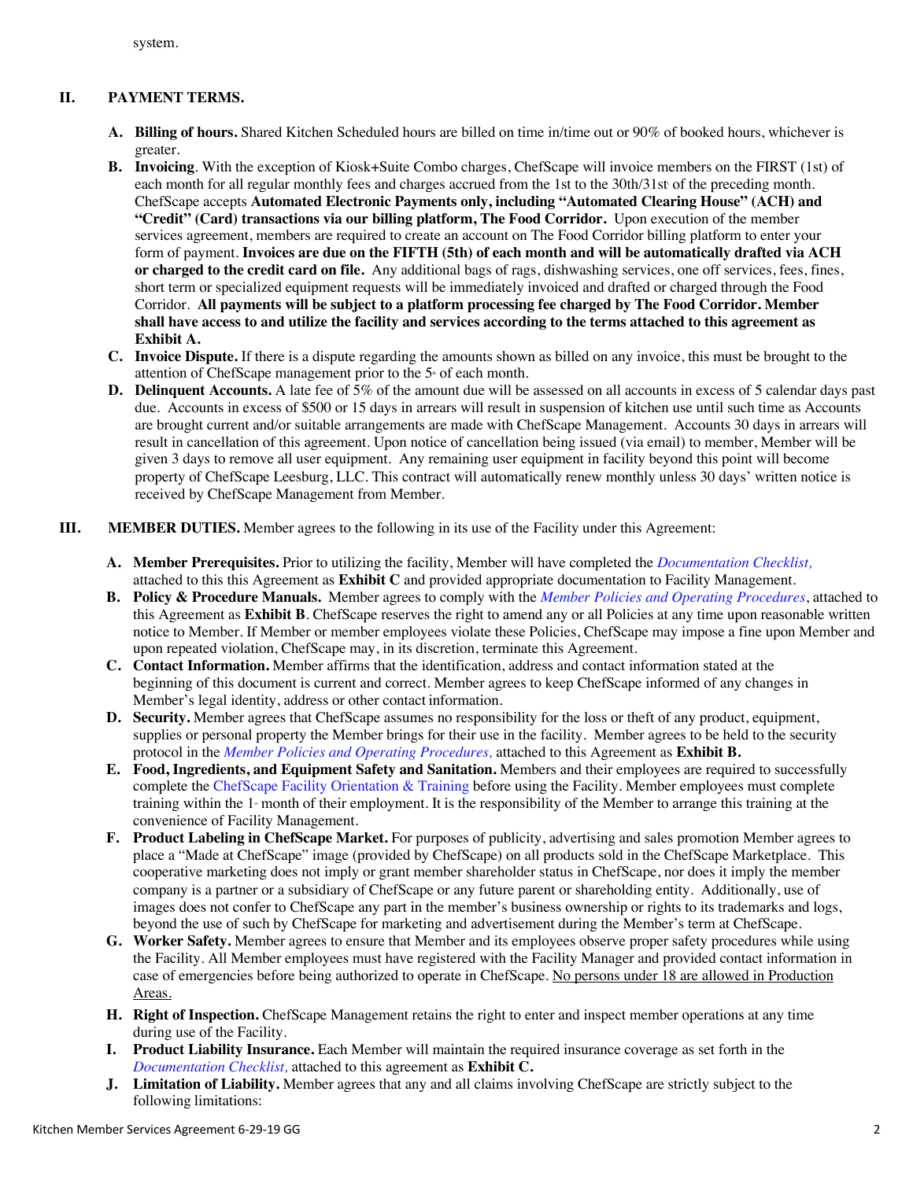system.

## II. PAYMENT TERMS.

**A. Billing of hours.** Shared Kitchen Scheduled hours are billed on time in/time out or 90% of booked hours, whichever is greater.

**B. Invoicing**. With the exception of Kiosk+Suite Combo charges, ChefScape will invoice members on the FIRST (1st) of each month for all regular monthly fees and charges accrued from the 1st to the 30th/31st of the preceding month. ChefScape accepts **Automated Electronic Payments only, including "Automated Clearing House" (ACH) and "Credit" (Card) transactions via our billing platform, The Food Corridor.** Upon execution of the member services agreement, members are required to create an account on The Food Corridor billing platform to enter your form of payment. **Invoices are due on the FIFTH (5th) of each month and will be automatically drafted via ACH or charged to the credit card on file.** Any additional bags of rags, dishwashing services, one off services, fees, fines, short term or specialized equipment requests will be immediately invoiced and drafted or charged through the Food Corridor. **All payments will be subject to a platform processing fee charged by The Food Corridor. Member shall have access to and utilize the facility and services according to the terms attached to this agreement as Exhibit A.**

**C. Invoice Dispute.** If there is a dispute regarding the amounts shown as billed on any invoice, this must be brought to the attention of ChefScape management prior to the 5th of each month.

**D. Delinquent Accounts.** A late fee of 5% of the amount due will be assessed on all accounts in excess of 5 calendar days past due. Accounts in excess of $500 or 15 days in arrears will result in suspension of kitchen use until such time as Accounts are brought current and/or suitable arrangements are made with ChefScape Management. Accounts 30 days in arrears will result in cancellation of this agreement. Upon notice of cancellation being issued (via email) to member, Member will be given 3 days to remove all user equipment. Any remaining user equipment in facility beyond this point will become property of ChefScape Leesburg, LLC. This contract will automatically renew monthly unless 30 days' written notice is received by ChefScape Management from Member.

## III. MEMBER DUTIES. 

Member agrees to the following in its use of the Facility under this Agreement:

**A. Member Prerequisites.** Prior to utilizing the facility, Member will have completed the *Documentation Checklist,* attached to this this Agreement as **Exhibit C** and provided appropriate documentation to Facility Management.

**B. Policy & Procedure Manuals.** Member agrees to comply with the *Member Policies and Operating Procedures*, attached to this Agreement as **Exhibit B**. ChefScape reserves the right to amend any or all Policies at any time upon reasonable written notice to Member. If Member or member employees violate these Policies, ChefScape may impose a fine upon Member and upon repeated violation, ChefScape may, in its discretion, terminate this Agreement.

**C. Contact Information.** Member affirms that the identification, address and contact information stated at the beginning of this document is current and correct. Member agrees to keep ChefScape informed of any changes in Member's legal identity, address or other contact information.

**D. Security.** Member agrees that ChefScape assumes no responsibility for the loss or theft of any product, equipment, supplies or personal property the Member brings for their use in the facility. Member agrees to be held to the security protocol in the *Member Policies and Operating Procedures,* attached to this Agreement as **Exhibit B.**

**E. Food, Ingredients, and Equipment Safety and Sanitation.** Members and their employees are required to successfully complete the ChefScape Facility Orientation & Training before using the Facility. Member employees must complete training within the 1st month of their employment. It is the responsibility of the Member to arrange this training at the convenience of Facility Management.

**F. Product Labeling in ChefScape Market.** For purposes of publicity, advertising and sales promotion Member agrees to place a "Made at ChefScape" image (provided by ChefScape) on all products sold in the ChefScape Marketplace. This cooperative marketing does not imply or grant member shareholder status in ChefScape, nor does it imply the member company is a partner or a subsidiary of ChefScape or any future parent or shareholding entity. Additionally, use of images does not confer to ChefScape any part in the member's business ownership or rights to its trademarks and logs, beyond the use of such by ChefScape for marketing and advertisement during the Member's term at ChefScape.

**G. Worker Safety.** Member agrees to ensure that Member and its employees observe proper safety procedures while using the Facility. All Member employees must have registered with the Facility Manager and provided contact information in case of emergencies before being authorized to operate in ChefScape. No persons under 18 are allowed in Production Areas.

**H. Right of Inspection.** ChefScape Management retains the right to enter and inspect member operations at any time during use of the Facility.

**I. Product Liability Insurance.** Each Member will maintain the required insurance coverage as set forth in the *Documentation Checklist,* attached to this agreement as **Exhibit C.**

**J. Limitation of Liability.** Member agrees that any and all claims involving ChefScape are strictly subject to the following limitations: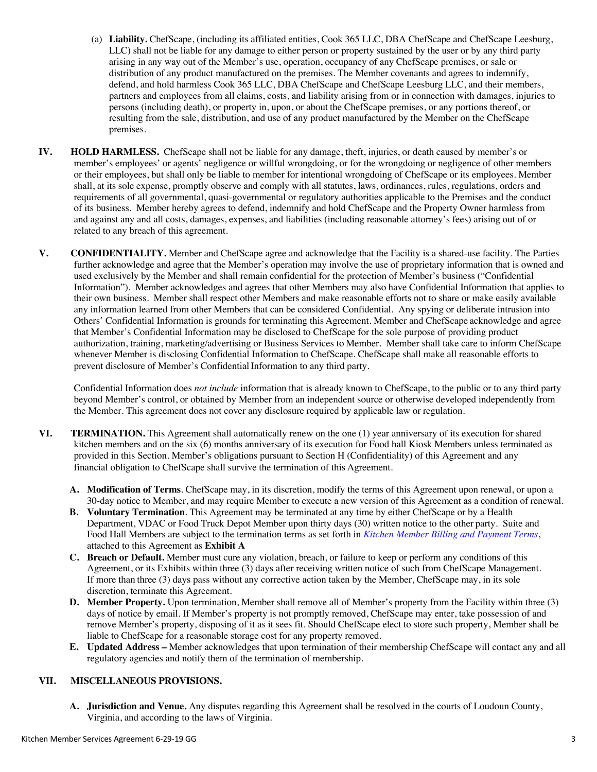(a) **Liability.** ChefScape, (including its affiliated entities, Cook 365 LLC, DBA ChefScape and ChefScape Leesburg, LLC) shall not be liable for any damage to either person or property sustained by the user or by any third party arising in any way out of the Member's use, operation, occupancy of any ChefScape premises, or sale or distribution of any product manufactured on the premises. The Member covenants and agrees to indemnify, defend, and hold harmless Cook 365 LLC, DBA ChefScape and ChefScape Leesburg LLC, and their members, partners and employees from all claims, costs, and liability arising from or in connection with damages, injuries to persons (including death), or property in, upon, or about the ChefScape premises, or any portions thereof, or resulting from the sale, distribution, and use of any product manufactured by the Member on the ChefScape premises.

**IV. HOLD HARMLESS.** ChefScape shall not be liable for any damage, theft, injuries, or death caused by member's or member's employees' or agents' negligence or willful wrongdoing, or for the wrongdoing or negligence of other members or their employees, but shall only be liable to member for intentional wrongdoing of ChefScape or its employees. Member shall, at its sole expense, promptly observe and comply with all statutes, laws, ordinances, rules, regulations, orders and requirements of all governmental, quasi-governmental or regulatory authorities applicable to the Premises and the conduct of its business. Member hereby agrees to defend, indemnify and hold ChefScape and the Property Owner harmless from and against any and all costs, damages, expenses, and liabilities (including reasonable attorney's fees) arising out of or related to any breach of this agreement.

**V. CONFIDENTIALITY.** Member and ChefScape agree and acknowledge that the Facility is a shared-use facility. The Parties further acknowledge and agree that the Member's operation may involve the use of proprietary information that is owned and used exclusively by the Member and shall remain confidential for the protection of Member's business ("Confidential Information"). Member acknowledges and agrees that other Members may also have Confidential Information that applies to their own business. Member shall respect other Members and make reasonable efforts not to share or make easily available any information learned from other Members that can be considered Confidential. Any spying or deliberate intrusion into Others' Confidential Information is grounds for terminating this Agreement. Member and ChefScape acknowledge and agree that Member's Confidential Information may be disclosed to ChefScape for the sole purpose of providing product authorization, training, marketing/advertising or Business Services to Member. Member shall take care to inform ChefScape whenever Member is disclosing Confidential Information to ChefScape. ChefScape shall make all reasonable efforts to prevent disclosure of Member's Confidential Information to any third party.

Confidential Information does *not include* information that is already known to ChefScape, to the public or to any third party beyond Member's control, or obtained by Member from an independent source or otherwise developed independently from the Member. This agreement does not cover any disclosure required by applicable law or regulation.

**VI. TERMINATION.** This Agreement shall automatically renew on the one (1) year anniversary of its execution for shared kitchen members and on the six (6) months anniversary of its execution for Food hall Kiosk Members unless terminated as provided in this Section. Member's obligations pursuant to Section H (Confidentiality) of this Agreement and any financial obligation to ChefScape shall survive the termination of this Agreement.

**A. Modification of Terms**. ChefScape may, in its discretion, modify the terms of this Agreement upon renewal, or upon a 30-day notice to Member, and may require Member to execute a new version of this Agreement as a condition of renewal.

**B. Voluntary Termination**. This Agreement may be terminated at any time by either ChefScape or by a Health Department, VDAC or Food Truck Depot Member upon thirty days (30) written notice to the other party. Suite and Food Hall Members are subject to the termination terms as set forth in *Kitchen Member Billing and Payment Terms*, attached to this Agreement as **Exhibit A**

**C. Breach or Default.** Member must cure any violation, breach, or failure to keep or perform any conditions of this Agreement, or its Exhibits within three (3) days after receiving written notice of such from ChefScape Management. If more than three (3) days pass without any corrective action taken by the Member, ChefScape may, in its sole discretion, terminate this Agreement.

**D. Member Property.** Upon termination, Member shall remove all of Member's property from the Facility within three (3) days of notice by email. If Member's property is not promptly removed, ChefScape may enter, take possession of and remove Member's property, disposing of it as it sees fit. Should ChefScape elect to store such property, Member shall be liable to ChefScape for a reasonable storage cost for any property removed.

**E. Updated Address –** Member acknowledges that upon termination of their membership ChefScape will contact any and all regulatory agencies and notify them of the termination of membership.

**VII. MISCELLANEOUS PROVISIONS.**

**A. Jurisdiction and Venue.** Any disputes regarding this Agreement shall be resolved in the courts of Loudoun County, Virginia, and according to the laws of Virginia.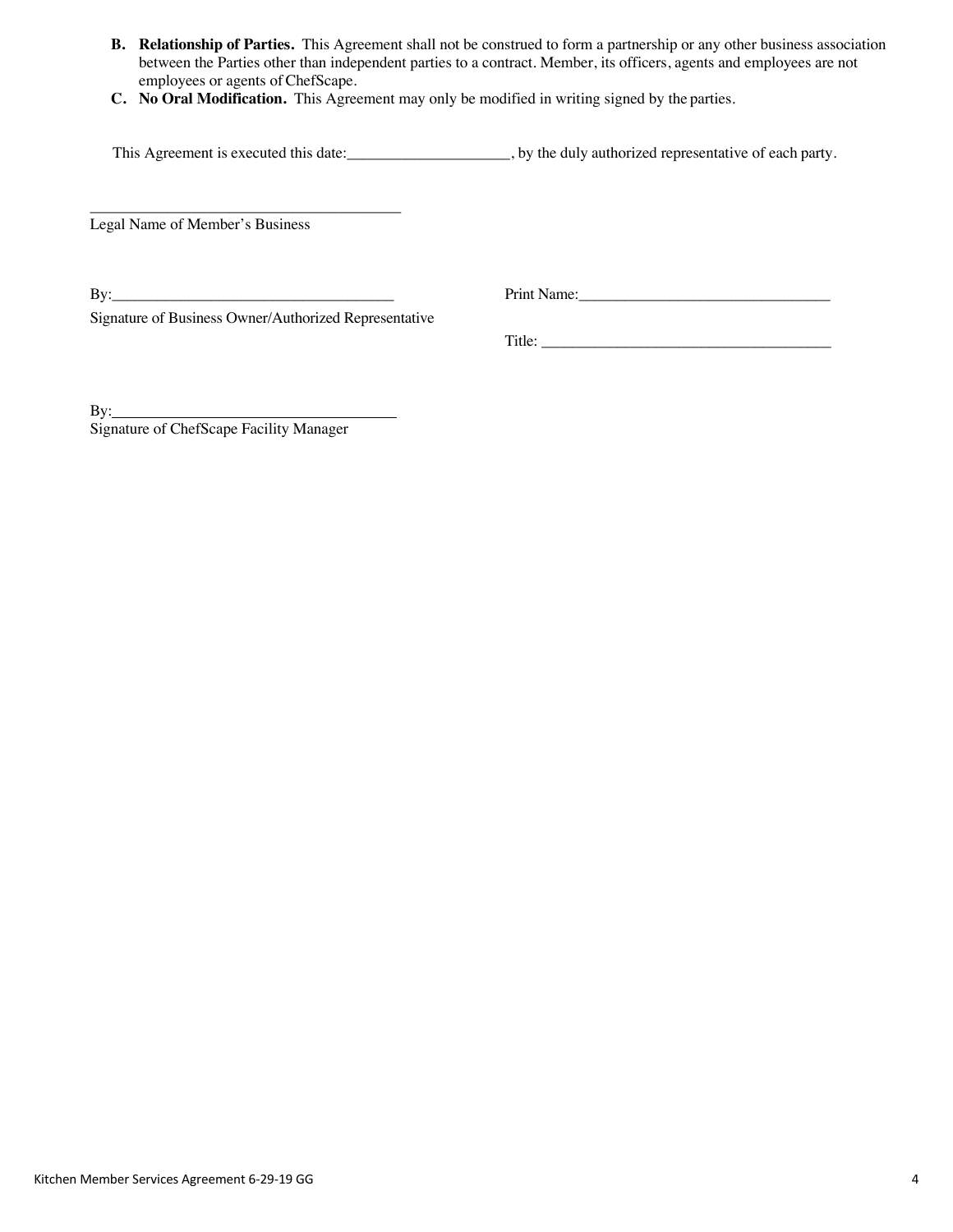**B. Relationship of Parties.** This Agreement shall not be construed to form a partnership or any other business association between the Parties other than independent parties to a contract. Member, its officers, agents and employees are not employees or agents of ChefScape.

**C. No Oral Modification.** This Agreement may only be modified in writing signed by the parties.

This Agreement is executed this date:____________________, by the duly authorized representative of each party.

________________________________________
Legal Name of Member's Business

By:____________________________________
Signature of Business Owner/Authorized Representative

Print Name:________________________________

Title: _____________________________________

By:____________________________________
Signature of ChefScape Facility Manager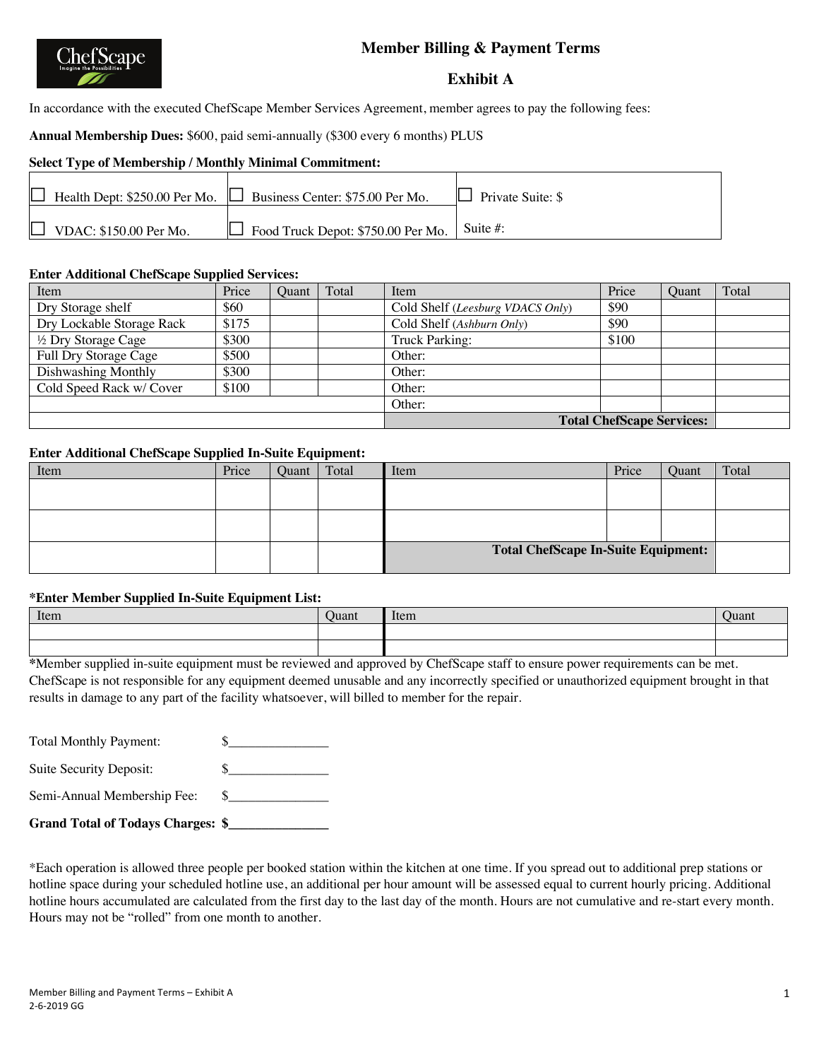# Member Billing & Payment Terms

## Exhibit A

In accordance with the executed ChefScape Member Services Agreement, member agrees to pay the following fees:

**Annual Membership Dues:** $600, paid semi-annually ($300 every 6 months) PLUS

**Select Type of Membership / Monthly Minimal Commitment:**

| | | |
|---|---|---|
| ☐ Health Dept: $250.00 Per Mo. | ☐ Business Center: $75.00 Per Mo. | ☐ Private Suite: $ |
| ☐ VDAC: $150.00 Per Mo. | ☐ Food Truck Depot: $750.00 Per Mo. | Suite #: |

**Enter Additional ChefScape Supplied Services:**

| Item | Price | Quant | Total | Item | Price | Quant | Total |
|---|---|---|---|---|---|---|---|
| Dry Storage shelf | $60 | | | Cold Shelf (*Leesburg VDACS Only*) | $90 | | |
| Dry Lockable Storage Rack | $175 | | | Cold Shelf (*Ashburn Only*) | $90 | | |
| ½ Dry Storage Cage | $300 | | | Truck Parking: | $100 | | |
| Full Dry Storage Cage | $500 | | | Other: | | | |
| Dishwashing Monthly | $300 | | | Other: | | | |
| Cold Speed Rack w/ Cover | $100 | | | Other: | | | |
| | | | | Other: | | | |
| | | | | **Total ChefScape Services:** | | | |

**Enter Additional ChefScape Supplied In-Suite Equipment:**

| Item | Price | Quant | Total | Item | Price | Quant | Total |
|---|---|---|---|---|---|---|---|
| | | | | | | | |
| | | | | | | | |
| | | | | **Total ChefScape In-Suite Equipment:** | | | |

**\*Enter Member Supplied In-Suite Equipment List:**

| Item | Quant | Item | Quant |
|---|---|---|---|
| | | | |
| | | | |

**\***Member supplied in-suite equipment must be reviewed and approved by ChefScape staff to ensure power requirements can be met. ChefScape is not responsible for any equipment deemed unusable and any incorrectly specified or unauthorized equipment brought in that results in damage to any part of the facility whatsoever, will billed to member for the repair.

Total Monthly Payment: $_______________

Suite Security Deposit: $_______________

Semi-Annual Membership Fee: $_______________

**Grand Total of Todays Charges: $_______________**

*Each operation is allowed three people per booked station within the kitchen at one time. If you spread out to additional prep stations or hotline space during your scheduled hotline use, an additional per hour amount will be assessed equal to current hourly pricing. Additional hotline hours accumulated are calculated from the first day to the last day of the month. Hours are not cumulative and re-start every month. Hours may not be "rolled" from one month to another.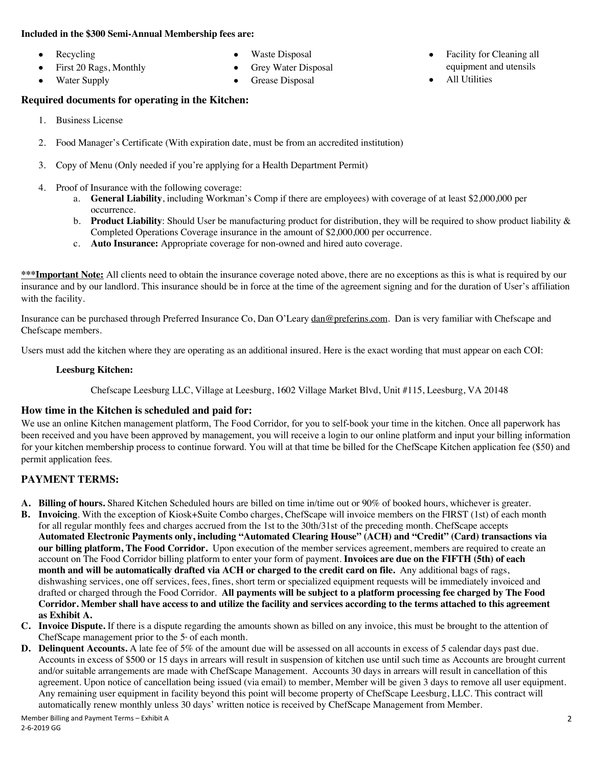**Included in the $300 Semi-Annual Membership fees are:**

- Recycling
- First 20 Rags, Monthly
- Water Supply
- Waste Disposal
- Grey Water Disposal
- Grease Disposal
- Facility for Cleaning all equipment and utensils
- All Utilities

### Required documents for operating in the Kitchen:

1. Business License
2. Food Manager's Certificate (With expiration date, must be from an accredited institution)
3. Copy of Menu (Only needed if you're applying for a Health Department Permit)
4. Proof of Insurance with the following coverage:
   a. **General Liability**, including Workman's Comp if there are employees) with coverage of at least $2,000,000 per occurrence.
   b. **Product Liability**: Should User be manufacturing product for distribution, they will be required to show product liability & Completed Operations Coverage insurance in the amount of $2,000,000 per occurrence.
   c. **Auto Insurance:** Appropriate coverage for non-owned and hired auto coverage.

**\*\*\*Important Note:** All clients need to obtain the insurance coverage noted above, there are no exceptions as this is what is required by our insurance and by our landlord. This insurance should be in force at the time of the agreement signing and for the duration of User's affiliation with the facility.

Insurance can be purchased through Preferred Insurance Co, Dan O'Leary dan@preferins.com. Dan is very familiar with Chefscape and Chefscape members.

Users must add the kitchen where they are operating as an additional insured. Here is the exact wording that must appear on each COI:

**Leesburg Kitchen:**

Chefscape Leesburg LLC, Village at Leesburg, 1602 Village Market Blvd, Unit #115, Leesburg, VA 20148

### How time in the Kitchen is scheduled and paid for:

We use an online Kitchen management platform, The Food Corridor, for you to self-book your time in the kitchen. Once all paperwork has been received and you have been approved by management, you will receive a login to our online platform and input your billing information for your kitchen membership process to continue forward. You will at that time be billed for the ChefScape Kitchen application fee ($50) and permit application fees.

## PAYMENT TERMS:

**A. Billing of hours.** Shared Kitchen Scheduled hours are billed on time in/time out or 90% of booked hours, whichever is greater.

**B. Invoicing**. With the exception of Kiosk+Suite Combo charges, ChefScape will invoice members on the FIRST (1st) of each month for all regular monthly fees and charges accrued from the 1st to the 30th/31st of the preceding month. ChefScape accepts **Automated Electronic Payments only, including "Automated Clearing House" (ACH) and "Credit" (Card) transactions via our billing platform, The Food Corridor.** Upon execution of the member services agreement, members are required to create an account on The Food Corridor billing platform to enter your form of payment. **Invoices are due on the FIFTH (5th) of each month and will be automatically drafted via ACH or charged to the credit card on file.** Any additional bags of rags, dishwashing services, one off services, fees, fines, short term or specialized equipment requests will be immediately invoiced and drafted or charged through the Food Corridor. **All payments will be subject to a platform processing fee charged by The Food Corridor. Member shall have access to and utilize the facility and services according to the terms attached to this agreement as Exhibit A.**

**C. Invoice Dispute.** If there is a dispute regarding the amounts shown as billed on any invoice, this must be brought to the attention of ChefScape management prior to the 5th of each month.

**D. Delinquent Accounts.** A late fee of 5% of the amount due will be assessed on all accounts in excess of 5 calendar days past due. Accounts in excess of $500 or 15 days in arrears will result in suspension of kitchen use until such time as Accounts are brought current and/or suitable arrangements are made with ChefScape Management. Accounts 30 days in arrears will result in cancellation of this agreement. Upon notice of cancellation being issued (via email) to member, Member will be given 3 days to remove all user equipment. Any remaining user equipment in facility beyond this point will become property of ChefScape Leesburg, LLC. This contract will automatically renew monthly unless 30 days' written notice is received by ChefScape Management from Member.